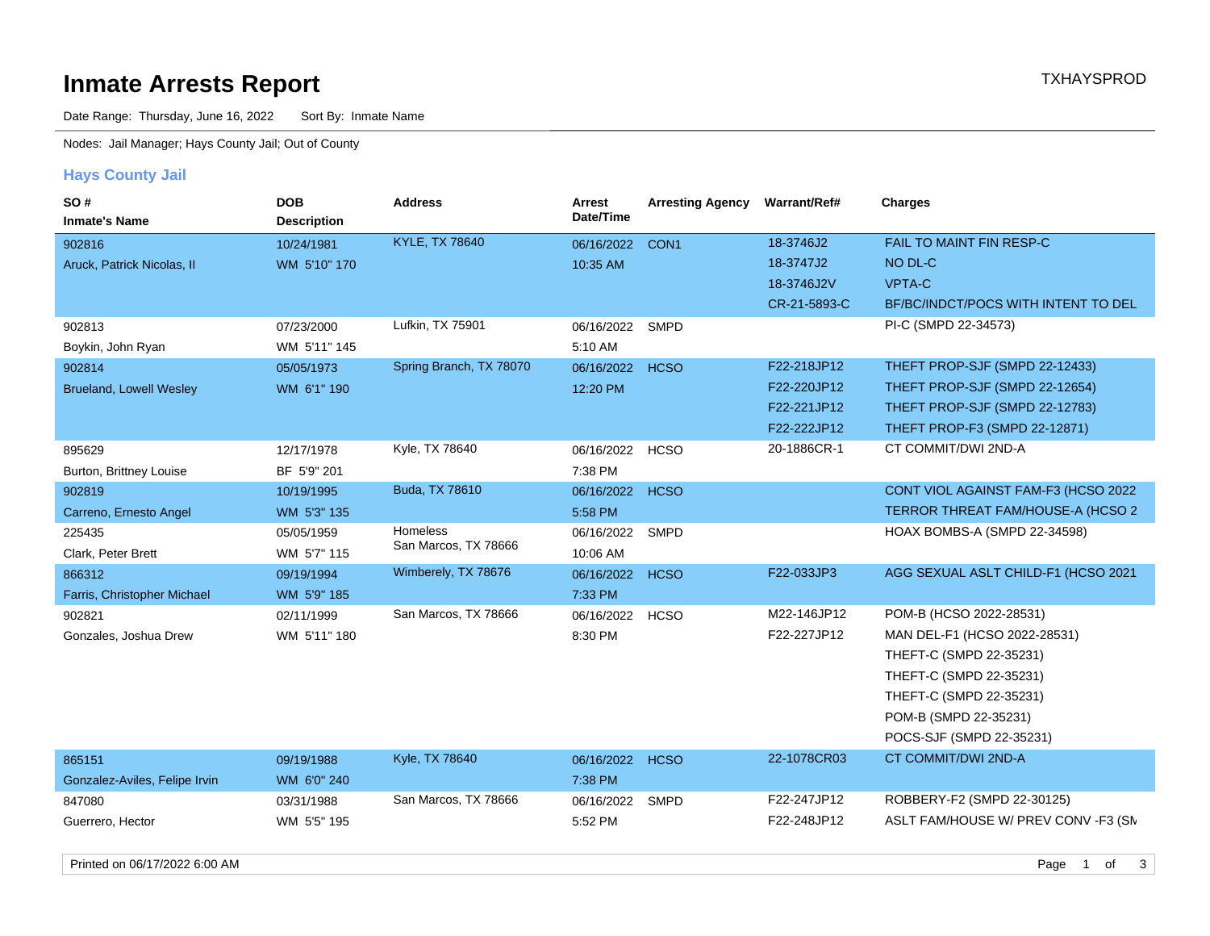# Inmate Arrests Report

TXHAYSPROD

Date Range: Thursday, June 16, 2022 Sort By: Inmate Name

Nodes: Jail Manager; Hays County Jail; Out of County

## Hays County Jail

| SO # / Inmate's Name | DOB / Description | Address | Arrest Date/Time | Arresting Agency | Warrant/Ref# | Charges |
|---|---|---|---|---|---|---|
| 902816 | 10/24/1981 | KYLE, TX 78640 | 06/16/2022 | CON1 | 18-3746J2 | FAIL TO MAINT FIN RESP-C |
| Aruck, Patrick Nicolas, II | WM 5'10" 170 | | 10:35 AM | | 18-3747J2 | NO DL-C |
| | | | | | 18-3746J2V | VPTA-C |
| | | | | | CR-21-5893-C | BF/BC/INDCT/POCS WITH INTENT TO DEL |
| 902813 | 07/23/2000 | Lufkin, TX 75901 | 06/16/2022 | SMPD | | PI-C (SMPD 22-34573) |
| Boykin, John Ryan | WM 5'11" 145 | | 5:10 AM | | | |
| 902814 | 05/05/1973 | Spring Branch, TX 78070 | 06/16/2022 | HCSO | F22-218JP12 | THEFT PROP-SJF (SMPD 22-12433) |
| Brueland, Lowell Wesley | WM 6'1" 190 | | 12:20 PM | | F22-220JP12 | THEFT PROP-SJF (SMPD 22-12654) |
| | | | | | F22-221JP12 | THEFT PROP-SJF (SMPD 22-12783) |
| | | | | | F22-222JP12 | THEFT PROP-F3 (SMPD 22-12871) |
| 895629 | 12/17/1978 | Kyle, TX 78640 | 06/16/2022 | HCSO | 20-1886CR-1 | CT COMMIT/DWI 2ND-A |
| Burton, Brittney Louise | BF 5'9" 201 | | 7:38 PM | | | |
| 902819 | 10/19/1995 | Buda, TX 78610 | 06/16/2022 | HCSO | | CONT VIOL AGAINST FAM-F3 (HCSO 2022 |
| Carreno, Ernesto Angel | WM 5'3" 135 | | 5:58 PM | | | TERROR THREAT FAM/HOUSE-A (HCSO 2 |
| 225435 | 05/05/1959 | Homeless San Marcos, TX 78666 | 06/16/2022 | SMPD | | HOAX BOMBS-A (SMPD 22-34598) |
| Clark, Peter Brett | WM 5'7" 115 | | 10:06 AM | | | |
| 866312 | 09/19/1994 | Wimberely, TX 78676 | 06/16/2022 | HCSO | F22-033JP3 | AGG SEXUAL ASLT CHILD-F1 (HCSO 2021 |
| Farris, Christopher Michael | WM 5'9" 185 | | 7:33 PM | | | |
| 902821 | 02/11/1999 | San Marcos, TX 78666 | 06/16/2022 | HCSO | M22-146JP12 | POM-B (HCSO 2022-28531) |
| Gonzales, Joshua Drew | WM 5'11" 180 | | 8:30 PM | | F22-227JP12 | MAN DEL-F1 (HCSO 2022-28531) |
| | | | | | | THEFT-C (SMPD 22-35231) |
| | | | | | | THEFT-C (SMPD 22-35231) |
| | | | | | | THEFT-C (SMPD 22-35231) |
| | | | | | | POM-B (SMPD 22-35231) |
| | | | | | | POCS-SJF (SMPD 22-35231) |
| 865151 | 09/19/1988 | Kyle, TX 78640 | 06/16/2022 | HCSO | 22-1078CR03 | CT COMMIT/DWI 2ND-A |
| Gonzalez-Aviles, Felipe Irvin | WM 6'0" 240 | | 7:38 PM | | | |
| 847080 | 03/31/1988 | San Marcos, TX 78666 | 06/16/2022 | SMPD | F22-247JP12 | ROBBERY-F2 (SMPD 22-30125) |
| Guerrero, Hector | WM 5'5" 195 | | 5:52 PM | | F22-248JP12 | ASLT FAM/HOUSE W/ PREV CONV -F3 (SM |

Printed on 06/17/2022 6:00 AM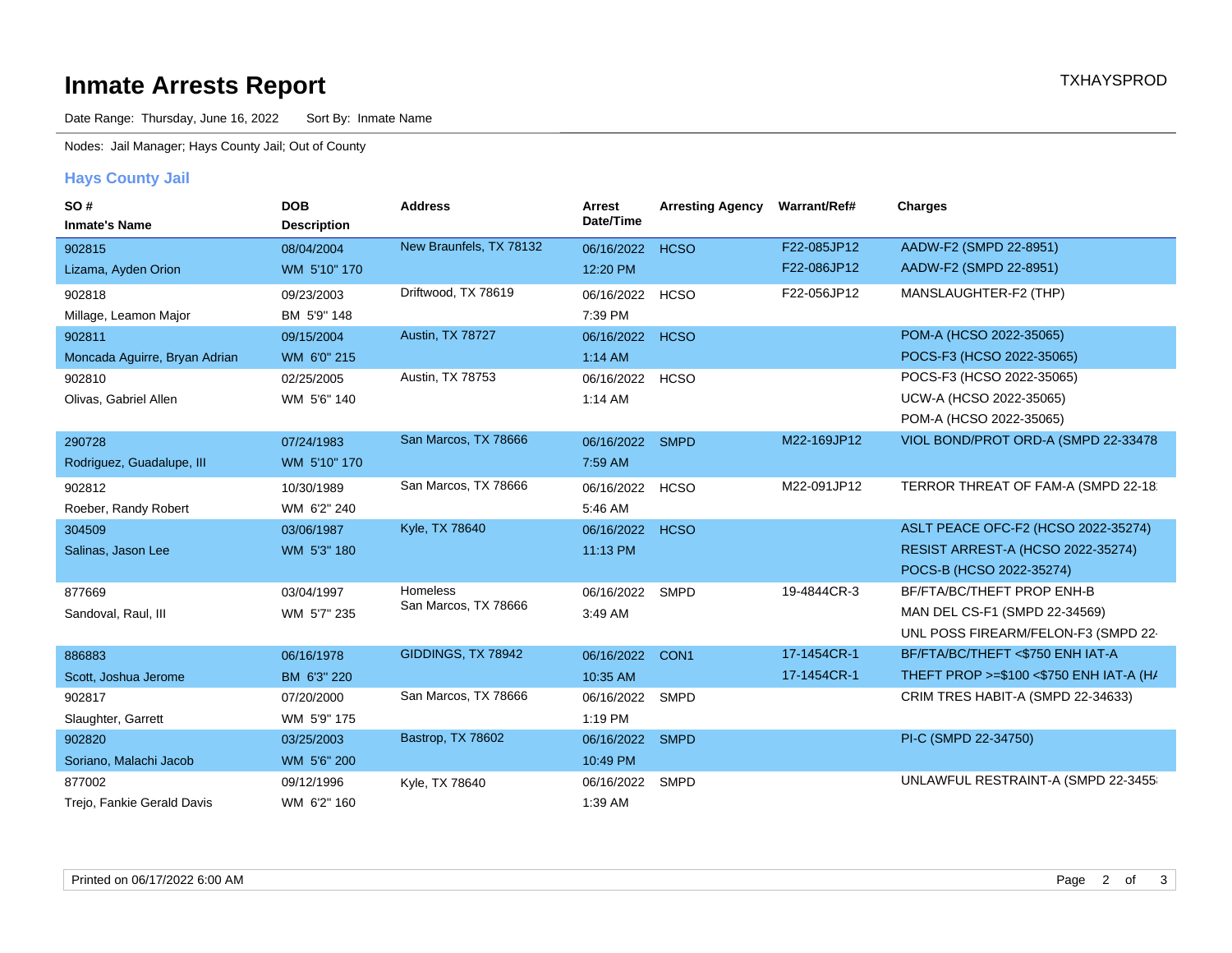# Inmate Arrests Report

TXHAYSPROD

Date Range: Thursday, June 16, 2022 Sort By: Inmate Name

Nodes: Jail Manager; Hays County Jail; Out of County

## Hays County Jail

| SO # / Inmate's Name | DOB / Description | Address | Arrest Date/Time | Arresting Agency | Warrant/Ref# | Charges |
|---|---|---|---|---|---|---|
| 902815<br>Lizama, Ayden Orion | 08/04/2004<br>WM 5'10" 170 | New Braunfels, TX 78132 | 06/16/2022<br>12:20 PM | HCSO | F22-085JP12<br>F22-086JP12 | AADW-F2 (SMPD 22-8951)<br>AADW-F2 (SMPD 22-8951) |
| 902818<br>Millage, Leamon Major | 09/23/2003<br>BM 5'9" 148 | Driftwood, TX 78619 | 06/16/2022<br>7:39 PM | HCSO | F22-056JP12 | MANSLAUGHTER-F2 (THP) |
| 902811<br>Moncada Aguirre, Bryan Adrian | 09/15/2004<br>WM 6'0" 215 | Austin, TX 78727 | 06/16/2022<br>1:14 AM | HCSO | | POM-A (HCSO 2022-35065)<br>POCS-F3 (HCSO 2022-35065) |
| 902810<br>Olivas, Gabriel Allen | 02/25/2005<br>WM 5'6" 140 | Austin, TX 78753 | 06/16/2022<br>1:14 AM | HCSO | | POCS-F3 (HCSO 2022-35065)<br>UCW-A (HCSO 2022-35065)<br>POM-A (HCSO 2022-35065) |
| 290728<br>Rodriguez, Guadalupe, III | 07/24/1983<br>WM 5'10" 170 | San Marcos, TX 78666 | 06/16/2022<br>7:59 AM | SMPD | M22-169JP12 | VIOL BOND/PROT ORD-A (SMPD 22-33478 |
| 902812<br>Roeber, Randy Robert | 10/30/1989<br>WM 6'2" 240 | San Marcos, TX 78666 | 06/16/2022<br>5:46 AM | HCSO | M22-091JP12 | TERROR THREAT OF FAM-A (SMPD 22-18 |
| 304509<br>Salinas, Jason Lee | 03/06/1987<br>WM 5'3" 180 | Kyle, TX 78640 | 06/16/2022<br>11:13 PM | HCSO | | ASLT PEACE OFC-F2 (HCSO 2022-35274)<br>RESIST ARREST-A (HCSO 2022-35274)<br>POCS-B (HCSO 2022-35274) |
| 877669<br>Sandoval, Raul, III | 03/04/1997<br>WM 5'7" 235 | Homeless<br>San Marcos, TX 78666 | 06/16/2022<br>3:49 AM | SMPD | 19-4844CR-3 | BF/FTA/BC/THEFT PROP ENH-B<br>MAN DEL CS-F1 (SMPD 22-34569)<br>UNL POSS FIREARM/FELON-F3 (SMPD 22- |
| 886883<br>Scott, Joshua Jerome | 06/16/1978<br>BM 6'3" 220 | GIDDINGS, TX 78942 | 06/16/2022<br>10:35 AM | CON1 | 17-1454CR-1<br>17-1454CR-1 | BF/FTA/BC/THEFT <$750 ENH IAT-A<br>THEFT PROP >=$100 <$750 ENH IAT-A (H/ |
| 902817<br>Slaughter, Garrett | 07/20/2000<br>WM 5'9" 175 | San Marcos, TX 78666 | 06/16/2022<br>1:19 PM | SMPD | | CRIM TRES HABIT-A (SMPD 22-34633) |
| 902820<br>Soriano, Malachi Jacob | 03/25/2003<br>WM 5'6" 200 | Bastrop, TX 78602 | 06/16/2022<br>10:49 PM | SMPD | | PI-C (SMPD 22-34750) |
| 877002<br>Trejo, Fankie Gerald Davis | 09/12/1996<br>WM 6'2" 160 | Kyle, TX 78640 | 06/16/2022<br>1:39 AM | SMPD | | UNLAWFUL RESTRAINT-A (SMPD 22-3455 |

Printed on 06/17/2022 6:00 AM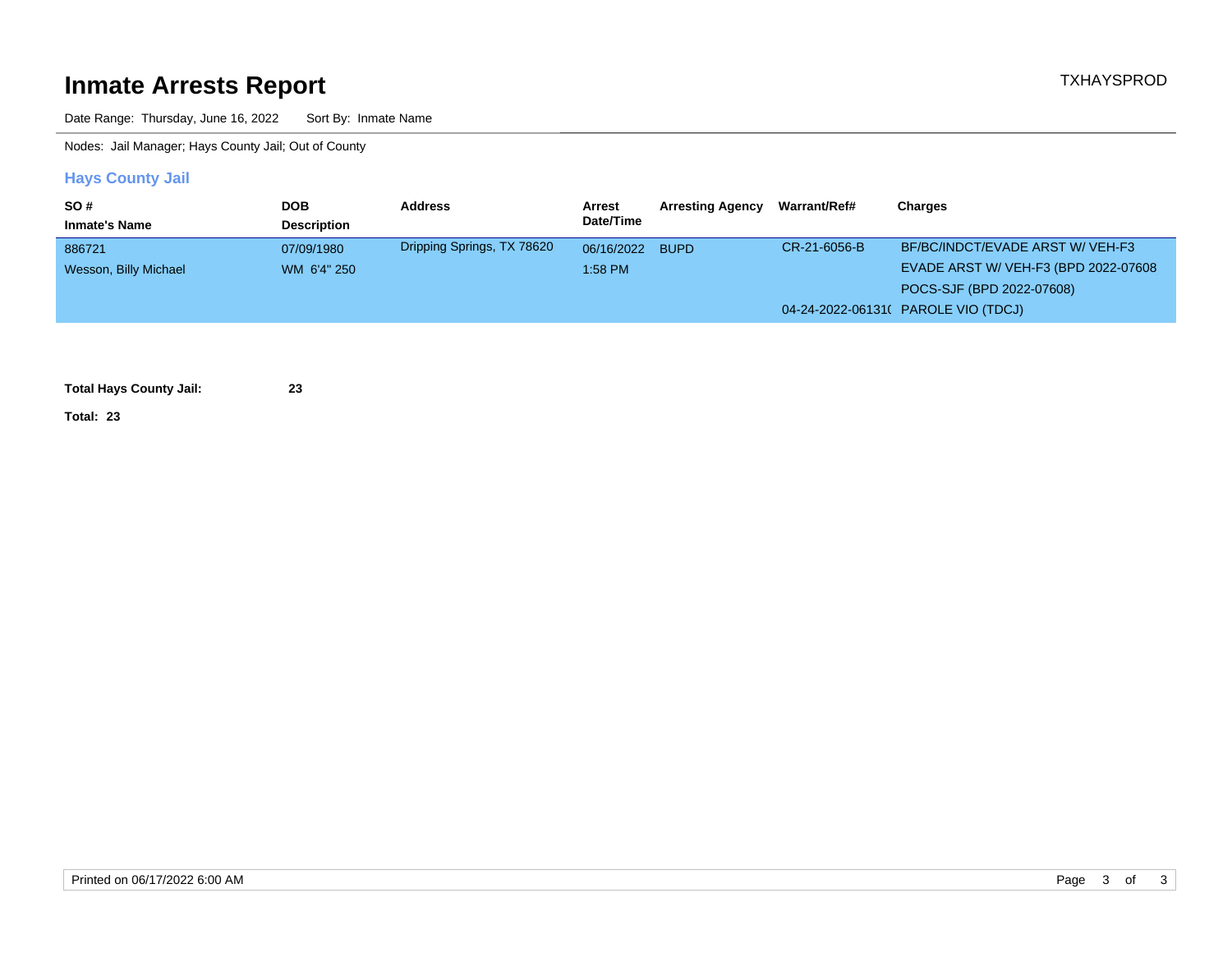# Inmate Arrests Report

TXHAYSPROD

Date Range: Thursday, June 16, 2022     Sort By: Inmate Name

Nodes: Jail Manager; Hays County Jail; Out of County

## Hays County Jail

| SO # / Inmate's Name | DOB / Description | Address | Arrest Date/Time | Arresting Agency | Warrant/Ref# | Charges |
|---|---|---|---|---|---|---|
| 886721 | 07/09/1980 | Dripping Springs, TX 78620 | 06/16/2022 | BUPD | CR-21-6056-B | BF/BC/INDCT/EVADE ARST W/ VEH-F3 |
| Wesson, Billy Michael | WM 6'4" 250 | | 1:58 PM | | | EVADE ARST W/ VEH-F3 (BPD 2022-07608 |
| | | | | | | POCS-SJF (BPD 2022-07608) |
| | | | | | 04-24-2022-06131( | PAROLE VIO (TDCJ) |

**Total Hays County Jail:** **23**

**Total: 23**

Printed on 06/17/2022 6:00 AM